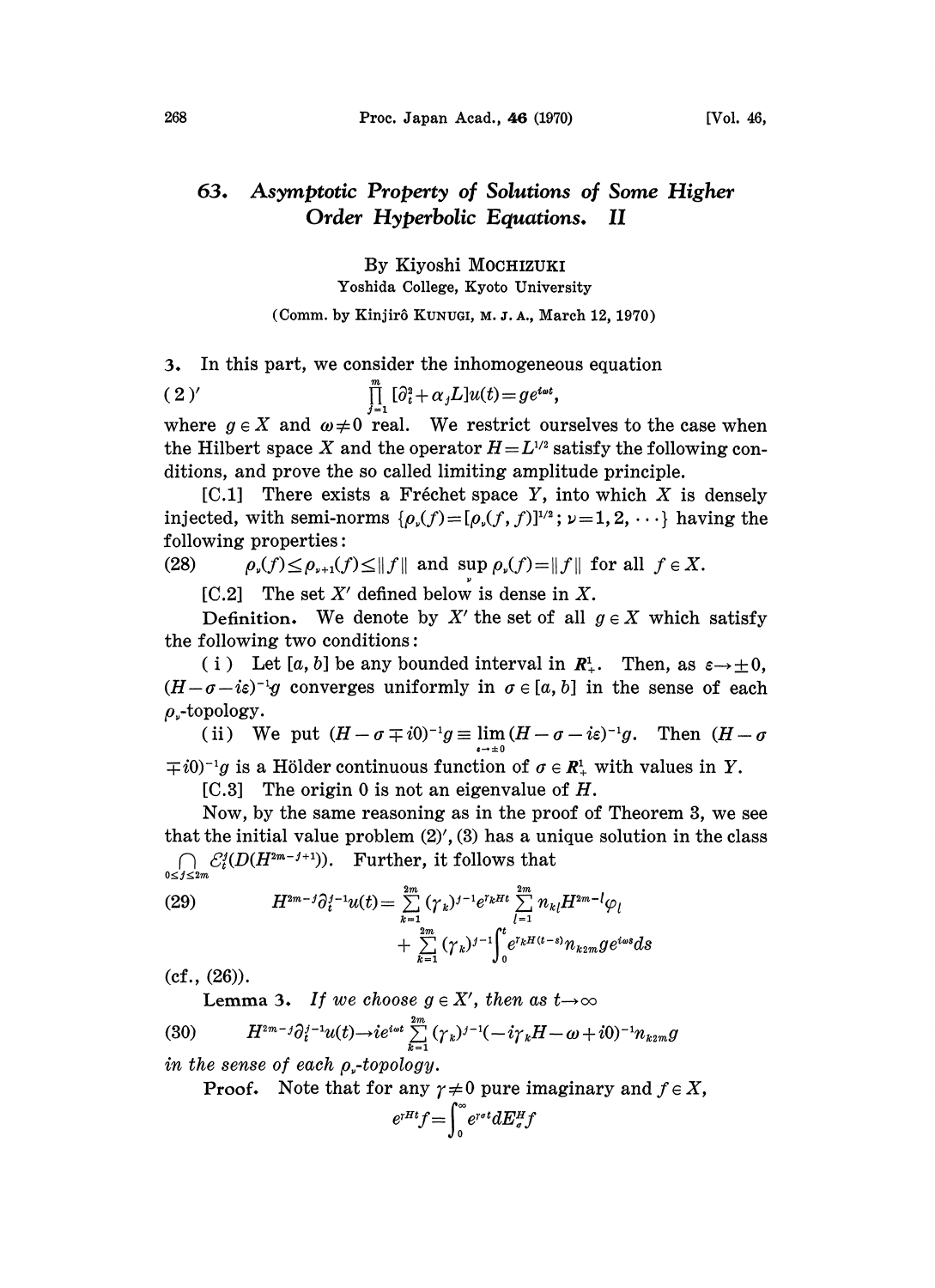# 63. *Asymptotic Property of Solutions of Some Higher Order Hyperbolic Equations.* II

By Kiyoshi MOCHIZUKI

Yoshida College, Kyoto University

(Comm. by Kinjirô KUNUGI, M. J. A., March 12, 1970)

3. In this part, we consider the inhomogeneous equation

$$(2)' \qquad \prod_{j=1}^{m} [\partial_t^2 + \alpha_j L] u(t) = g e^{i\omega t},$$

where $g \in X$ and $\omega \neq 0$ real. We restrict ourselves to the case when the Hilbert space $X$ and the operator $H = L^{1/2}$ satisfy the following conditions, and prove the so called limiting amplitude principle.

[C.1] There exists a Fréchet space $Y$, into which $X$ is densely injected, with semi-norms $\{\rho_\nu(f) = [\rho_\nu(f,f)]^{1/2}; \nu = 1, 2, \cdots\}$ having the following properties:

$$(28) \qquad \rho_\nu(f) \le \rho_{\nu+1}(f) \le \|f\| \text{ and } \sup_\nu \rho_\nu(f) = \|f\| \text{ for all } f \in X.$$

[C.2] The set $X'$ defined below is dense in $X$.

**Definition.** We denote by $X'$ the set of all $g \in X$ which satisfy the following two conditions:

( i ) Let $[a, b]$ be any bounded interval in $\boldsymbol{R}^1_+$. Then, as $\varepsilon \to \pm 0$, $(H - \sigma - i\varepsilon)^{-1} g$ converges uniformly in $\sigma \in [a, b]$ in the sense of each $\rho_\nu$-topology.

( ii ) We put $(H - \sigma \mp i0)^{-1} g \equiv \lim_{\varepsilon \to \pm 0} (H - \sigma - i\varepsilon)^{-1} g$. Then $(H - \sigma \mp i0)^{-1} g$ is a Hölder continuous function of $\sigma \in \boldsymbol{R}^1_+$ with values in $Y$.

[C.3] The origin 0 is not an eigenvalue of $H$.

Now, by the same reasoning as in the proof of Theorem 3, we see that the initial value problem $(2)'$, (3) has a unique solution in the class $\bigcap_{0 \le j \le 2m} \mathcal{E}_t^j (D(H^{2m-j+1}))$. Further, it follows that

$$(29) \qquad H^{2m-j} \partial_t^{j-1} u(t) = \sum_{k=1}^{2m} (\gamma_k)^{j-1} e^{\gamma_k H t} \sum_{l=1}^{2m} n_{kl} H^{2m-l} \varphi_l + \sum_{k=1}^{2m} (\gamma_k)^{j-1} \int_0^t e^{\gamma_k H (t-s)} n_{k2m} g e^{i\omega s} ds$$

(cf., (26)).

**Lemma 3.** *If we choose $g \in X'$, then as $t \to \infty$*

$$(30) \qquad H^{2m-j} \partial_t^{j-1} u(t) \to i e^{i\omega t} \sum_{k=1}^{2m} (\gamma_k)^{j-1} (-i\gamma_k H - \omega + i0)^{-1} n_{k2m} g$$

*in the sense of each $\rho_\nu$-topology.*

**Proof.** Note that for any $\gamma \neq 0$ pure imaginary and $f \in X$,

$$e^{\gamma H t} f = \int_0^\infty e^{\gamma \sigma t} dE_\sigma^H f$$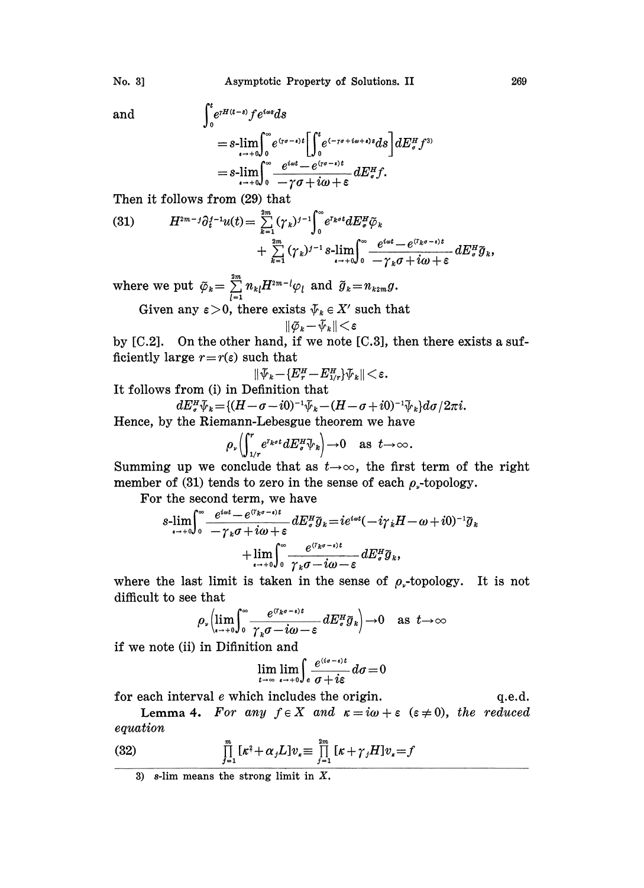and

$$\int_0^t e^{\gamma H(t-s)} f e^{i\omega s} ds$$

$$= s\text{-}\lim_{\varepsilon\to+0}\int_0^\infty e^{(\gamma\sigma-\varepsilon)t}\left[\int_0^t e^{(-\gamma\sigma+i\omega+\varepsilon)s}ds\right]dE_\sigma^H f^{3)}$$

$$= s\text{-}\lim_{\varepsilon\to+0}\int_0^\infty \frac{e^{i\omega t}-e^{(\gamma\sigma-\varepsilon)t}}{-\gamma\sigma+i\omega+\varepsilon}dE_\sigma^H f.$$

Then it follows from (29) that

$$H^{2m-j}\partial_t^{j-1}u(t) = \sum_{k=1}^{2m}(\gamma_k)^{j-1}\int_0^\infty e^{\gamma_k\sigma t}dE_\sigma^H\tilde{\varphi}_k + \sum_{k=1}^{2m}(\gamma_k)^{j-1}\, s\text{-}\lim_{\varepsilon\to+0}\int_0^\infty \frac{e^{i\omega t}-e^{(\gamma_k\sigma-\varepsilon)t}}{-\gamma_k\sigma+i\omega+\varepsilon}dE_\sigma^H\tilde{g}_k, \tag{31}$$

where we put $\tilde{\varphi}_k=\sum_{l=1}^{2m} n_{kl}H^{2m-l}\varphi_l$ and $\tilde{g}_k=n_{k2m}g$.

Given any $\varepsilon>0$, there exists $\tilde{\psi}_k\in X'$ such that

$$\|\tilde{\varphi}_k-\tilde{\psi}_k\|<\varepsilon$$

by [C.2]. On the other hand, if we note [C.3], then there exists a sufficiently large $r=r(\varepsilon)$ such that

$$\|\tilde{\psi}_k-\{E_r^H-E_{1/r}^H\}\tilde{\psi}_k\|<\varepsilon.$$

It follows from (i) in Definition that

$$dE_\sigma^H\tilde{\psi}_k=\{(H-\sigma-i0)^{-1}\tilde{\psi}_k-(H-\sigma+i0)^{-1}\tilde{\psi}_k\}d\sigma/2\pi i.$$

Hence, by the Riemann-Lebesgue theorem we have

$$\rho_\nu\left(\int_{1/r}^r e^{\gamma_k\sigma t}dE_\sigma^H\tilde{\psi}_k\right)\to 0\quad\text{as } t\to\infty.$$

Summing up we conclude that as $t\to\infty$, the first term of the right member of (31) tends to zero in the sense of each $\rho_\nu$-topology.

For the second term, we have

$$s\text{-}\lim_{\varepsilon\to+0}\int_0^\infty \frac{e^{i\omega t}-e^{(\gamma_k\sigma-\varepsilon)t}}{-\gamma_k\sigma+i\omega+\varepsilon}dE_\sigma^H\tilde{g}_k = ie^{i\omega t}(-i\gamma_k H-\omega+i0)^{-1}\tilde{g}_k + \lim_{\varepsilon\to+0}\int_0^\infty \frac{e^{(\gamma_k\sigma-\varepsilon)t}}{\gamma_k\sigma-i\omega-\varepsilon}dE_\sigma^H\tilde{g}_k,$$

where the last limit is taken in the sense of $\rho_\nu$-topology. It is not difficult to see that

$$\rho_\nu\left(\lim_{\varepsilon\to+0}\int_0^\infty \frac{e^{(\gamma_k\sigma-\varepsilon)t}}{\gamma_k\sigma-i\omega-\varepsilon}dE_\sigma^H\tilde{g}_k\right)\to 0\quad\text{as } t\to\infty$$

if we note (ii) in Difinition and

$$\lim_{t\to\infty}\lim_{\varepsilon\to+0}\int_e \frac{e^{(i\sigma-\varepsilon)t}}{\sigma+i\varepsilon}d\sigma=0$$

for each interval $e$ which includes the origin. q.e.d.

**Lemma 4.** *For any $f\in X$ and $\kappa=i\omega+\varepsilon$ $(\varepsilon\neq 0)$, the reduced equation*

$$\prod_{j=1}^m[\kappa^2+\alpha_jL]v_\kappa\equiv\prod_{j=1}^{2m}[\kappa+\gamma_jH]v_\kappa=f \tag{32}$$

3) s-lim means the strong limit in $X$.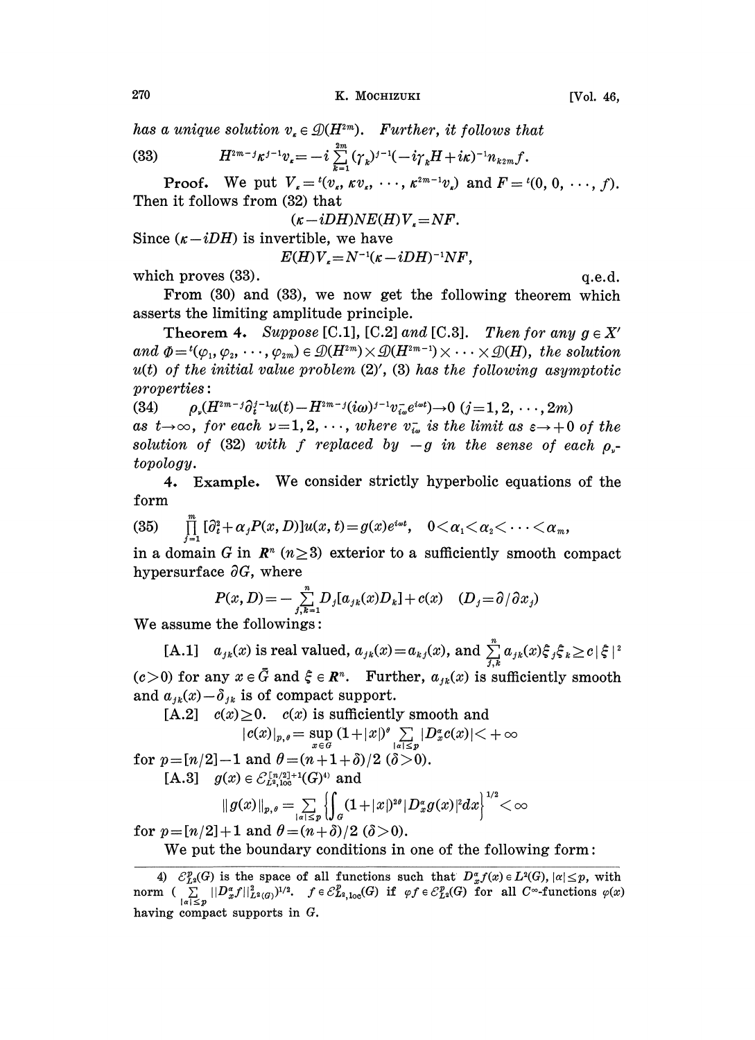has a unique solution $v_\varepsilon \in \mathcal{D}(H^{2m})$. Further, it follows that

$$H^{2m-j}\kappa^{j-1}v_\varepsilon = -i\sum_{k=1}^{2m}(\gamma_k)^{j-1}(-i\gamma_k H + i\kappa)^{-1}n_{k2m}f. \tag{33}$$

**Proof.** We put $V_\varepsilon = {}^t(v_\varepsilon, \kappa v_\varepsilon, \cdots, \kappa^{2m-1}v_\varepsilon)$ and $F = {}^t(0, 0, \cdots, f)$. Then it follows from (32) that

$$(\kappa - iDH)NE(H)V_\varepsilon = NF.$$

Since $(\kappa - iDH)$ is invertible, we have

$$E(H)V_\varepsilon = N^{-1}(\kappa - iDH)^{-1}NF,$$

which proves (33). q.e.d.

From (30) and (33), we now get the following theorem which asserts the limiting amplitude principle.

**Theorem 4.** *Suppose* [C.1], [C.2] *and* [C.3]. *Then for any* $g \in X'$ *and* $\Phi = {}^t(\varphi_1, \varphi_2, \cdots, \varphi_{2m}) \in \mathcal{D}(H^{2m}) \times \mathcal{D}(H^{2m-1}) \times \cdots \times \mathcal{D}(H)$, *the solution* $u(t)$ *of the initial value problem* (2)', (3) *has the following asymptotic properties*:

$$\rho_\nu(H^{2m-j}\partial_t^{j-1}u(t) - H^{2m-j}(i\omega)^{j-1}v_{i\omega}^- e^{i\omega t}) \to 0 \quad (j = 1, 2, \cdots, 2m) \tag{34}$$

*as* $t \to \infty$, *for each* $\nu = 1, 2, \cdots$, *where* $v_{i\omega}^-$ *is the limit as* $\varepsilon \to +0$ *of the solution of* (32) *with* $f$ *replaced by* $-g$ *in the sense of each* $\rho_\nu$-*topology*.

**4. Example.** We consider strictly hyperbolic equations of the form

$$\prod_{j=1}^{m}[\partial_t^2 + \alpha_j P(x, D)]u(x, t) = g(x)e^{i\omega t}, \quad 0 < \alpha_1 < \alpha_2 < \cdots < \alpha_m, \tag{35}$$

in a domain $G$ in $\boldsymbol{R}^n$ $(n \geq 3)$ exterior to a sufficiently smooth compact hypersurface $\partial G$, where

$$P(x, D) = -\sum_{j,k=1}^{n} D_j[a_{jk}(x)D_k] + c(x) \quad (D_j = \partial/\partial x_j)$$

We assume the followings:

[A.1] $a_{jk}(x)$ is real valued, $a_{jk}(x) = a_{kj}(x)$, and $\sum_{j,k}^{n} a_{jk}(x)\xi_j\xi_k \geq c|\xi|^2$ $(c > 0)$ for any $x \in \bar{G}$ and $\xi \in \boldsymbol{R}^n$. Further, $a_{jk}(x)$ is sufficiently smooth and $a_{jk}(x) - \delta_{jk}$ is of compact support.

[A.2] $c(x) \geq 0$. $c(x)$ is sufficiently smooth and

$$|c(x)|_{p,\theta} = \sup_{x \in G}(1 + |x|)^\theta \sum_{|\alpha| \leq p}|D_x^\alpha c(x)| < +\infty$$

for $p = [n/2] - 1$ and $\theta = (n + 1 + \delta)/2$ $(\delta > 0)$.

[A.3] $g(x) \in \mathcal{E}_{L^2,\mathrm{loc}}^{[n/2]+1}(G)$[4] and

$$\|g(x)\|_{p,\theta} = \sum_{|\alpha| \leq p}\left\{\int_G (1 + |x|)^{2\theta}|D_x^\alpha g(x)|^2 dx\right\}^{1/2} < \infty$$

for $p = [n/2] + 1$ and $\theta = (n + \delta)/2$ $(\delta > 0)$.

We put the boundary conditions in one of the following form:

---

4) $\mathcal{E}_{L^2}^p(G)$ is the space of all functions such that $D_x^\alpha f(x) \in L^2(G)$, $|\alpha| \leq p$, with norm $\left(\sum_{|\alpha| \leq p}\|D_x^\alpha f\|_{L^2(G)}^2\right)^{1/2}$. $f \in \mathcal{E}_{L^2,\mathrm{loc}}^p(G)$ if $\varphi f \in \mathcal{E}_{L^2}^p(G)$ for all $C^\infty$-functions $\varphi(x)$ having compact supports in $G$.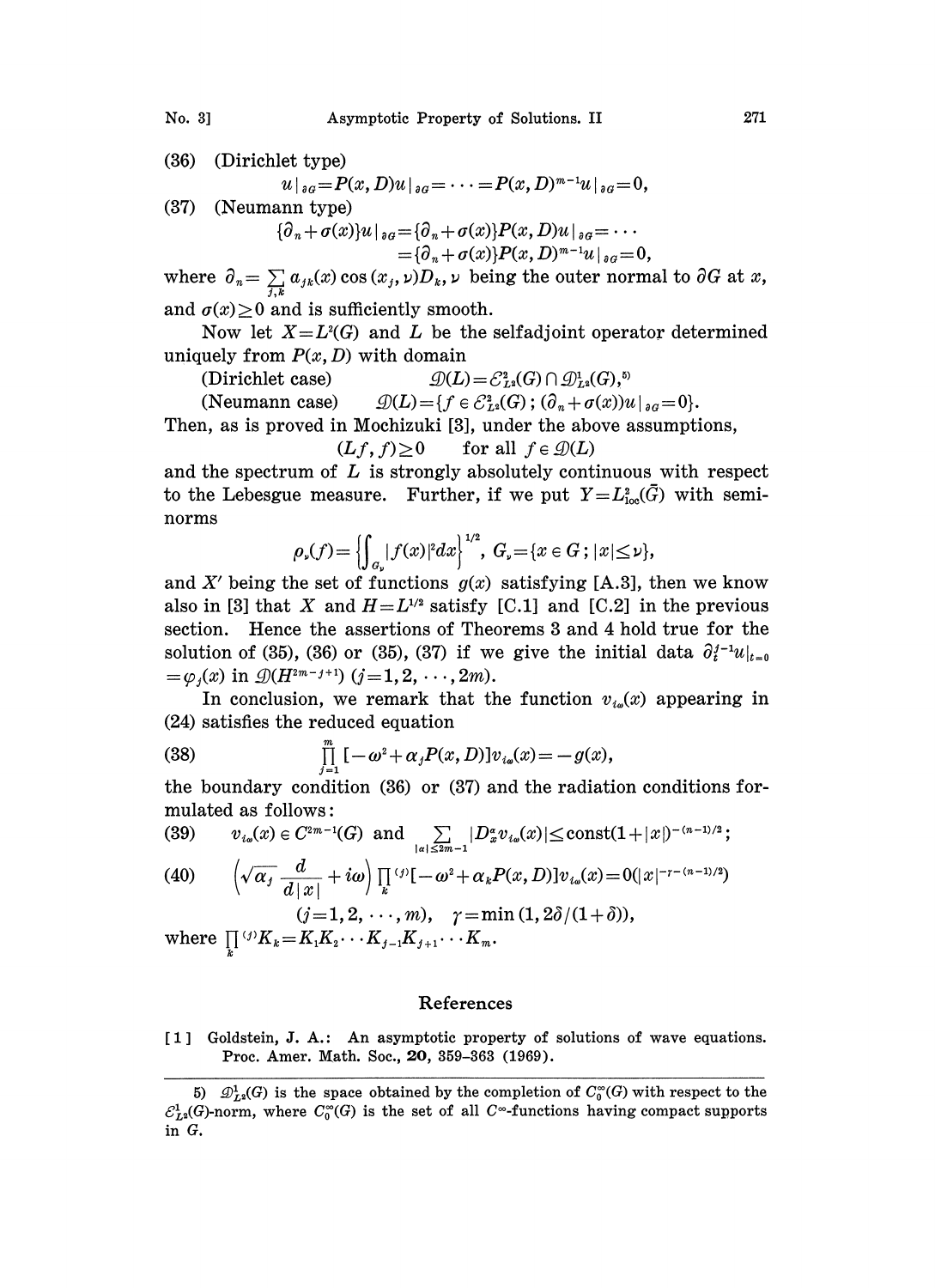(36) (Dirichlet type)

$$u|_{\partial G}=P(x,D)u|_{\partial G}=\cdots=P(x,D)^{m-1}u|_{\partial G}=0,$$

(37) (Neumann type)

$$\{\partial_n+\sigma(x)\}u|_{\partial G}=\{\partial_n+\sigma(x)\}P(x,D)u|_{\partial G}=\cdots$$
$$=\{\partial_n+\sigma(x)\}P(x,D)^{m-1}u|_{\partial G}=0,$$

where $\partial_n=\sum_{j,k} a_{jk}(x)\cos(x_j,\nu)D_k$, $\nu$ being the outer normal to $\partial G$ at $x$, and $\sigma(x)\geq 0$ and is sufficiently smooth.

Now let $X=L^2(G)$ and $L$ be the selfadjoint operator determined uniquely from $P(x,D)$ with domain

(Dirichlet case) $\qquad \mathcal{D}(L)=\mathcal{E}^2_{L^2}(G)\cap\mathcal{D}^1_{L^2}(G)$,[5]

(Neumann case) $\qquad \mathcal{D}(L)=\{f\in\mathcal{E}^2_{L^2}(G);(\partial_n+\sigma(x))u|_{\partial G}=0\}$.

Then, as is proved in Mochizuki [3], under the above assumptions,

$$(Lf,f)\geq 0 \qquad \text{for all } f\in\mathcal{D}(L)$$

and the spectrum of $L$ is strongly absolutely continuous with respect to the Lebesgue measure. Further, if we put $Y=L^2_{\mathrm{loc}}(\bar{G})$ with seminorms

$$\rho_\nu(f)=\left\{\int_{G_\nu}|f(x)|^2dx\right\}^{1/2},\ G_\nu=\{x\in G;|x|\leq\nu\},$$

and $X'$ being the set of functions $g(x)$ satisfying [A.3], then we know also in [3] that $X$ and $H=L^{1/2}$ satisfy [C.1] and [C.2] in the previous section. Hence the assertions of Theorems 3 and 4 hold true for the solution of (35), (36) or (35), (37) if we give the initial data $\partial_t^{j-1}u|_{t=0}=\varphi_j(x)$ in $\mathcal{D}(H^{2m-j+1})$ $(j=1,2,\cdots,2m)$.

In conclusion, we remark that the function $v_{i\omega}(x)$ appearing in (24) satisfies the reduced equation

$$\prod_{j=1}^{m}[-\omega^2+\alpha_jP(x,D)]v_{i\omega}(x)=-g(x), \tag{38}$$

the boundary condition (36) or (37) and the radiation conditions formulated as follows:

$$v_{i\omega}(x)\in C^{2m-1}(G) \text{ and } \sum_{|\alpha|\leq 2m-1}|D_x^\alpha v_{i\omega}(x)|\leq \text{const}(1+|x|)^{-(n-1)/2}; \tag{39}$$

$$\left(\sqrt{\alpha_j}\frac{d}{d|x|}+i\omega\right)\prod_k{}^{(j)}[-\omega^2+\alpha_kP(x,D)]v_{i\omega}(x)=0(|x|^{-\gamma-(n-1)/2}) \tag{40}$$

$$(j=1,2,\cdots,m),\quad \gamma=\min(1,2\delta/(1+\delta)),$$

where $\prod_k{}^{(j)}K_k=K_1K_2\cdots K_{j-1}K_{j+1}\cdots K_m$.

## References

[1] Goldstein, J. A.: An asymptotic property of solutions of wave equations. Proc. Amer. Math. Soc., **20**, 359–363 (1969).

---

5) $\mathcal{D}^1_{L^2}(G)$ is the space obtained by the completion of $C_0^\infty(G)$ with respect to the $\mathcal{E}^1_{L^2}(G)$-norm, where $C_0^\infty(G)$ is the set of all $C^\infty$-functions having compact supports in $G$.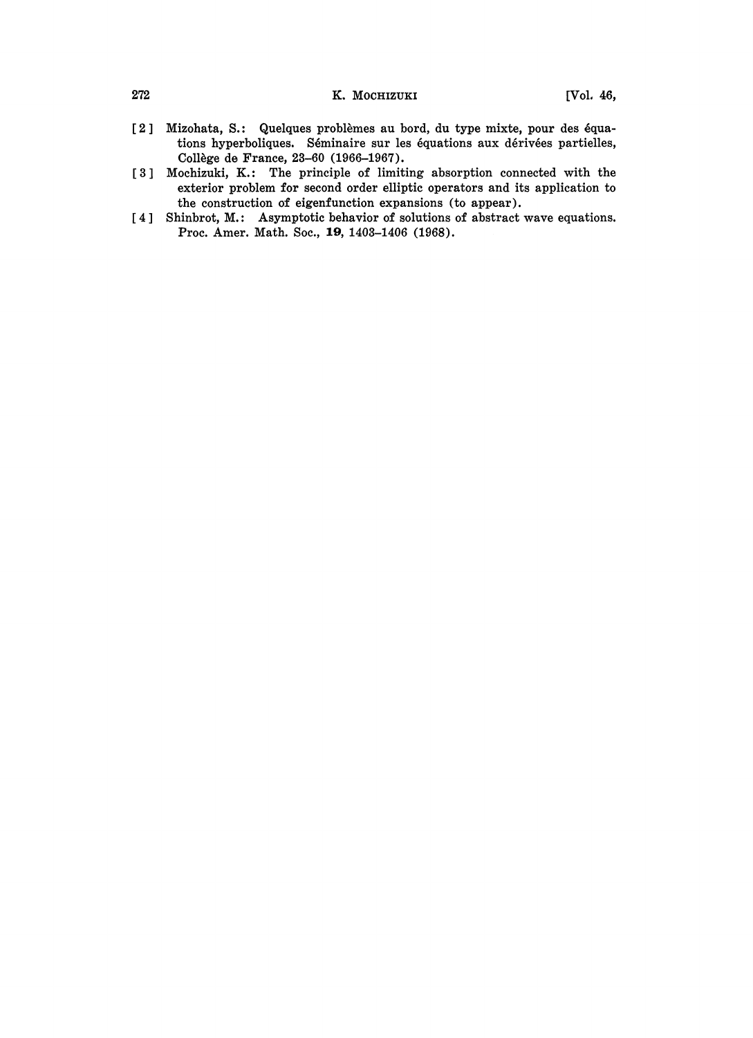[2] Mizohata, S.: Quelques problèmes au bord, du type mixte, pour des équations hyperboliques. Séminaire sur les équations aux dérivées partielles, Collège de France, 23–60 (1966–1967).

[3] Mochizuki, K.: The principle of limiting absorption connected with the exterior problem for second order elliptic operators and its application to the construction of eigenfunction expansions (to appear).

[4] Shinbrot, M.: Asymptotic behavior of solutions of abstract wave equations. Proc. Amer. Math. Soc., **19**, 1403–1406 (1968).